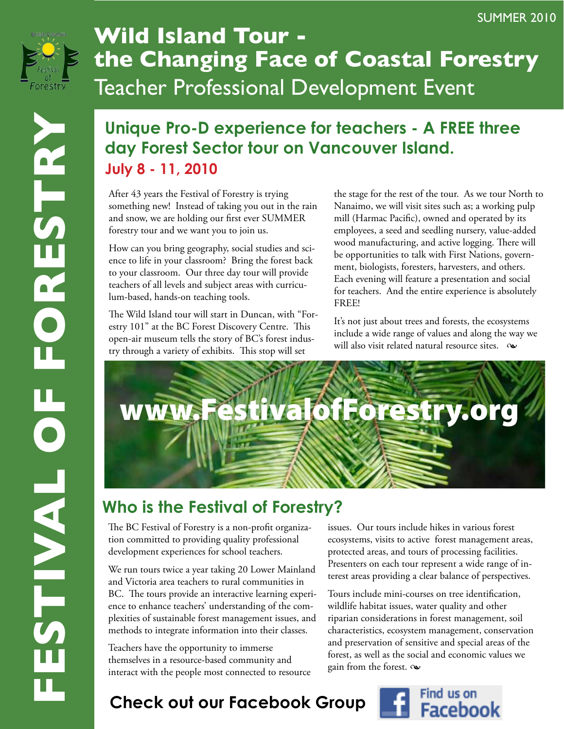SUMMER 2010

# Wild Island Tour - the Changing Face of Coastal Forestry

## Teacher Professional Development Event

FESTIVAL OF FORESTRY

## Unique Pro-D experience for teachers - A FREE three day Forest Sector tour on Vancouver Island.

**July 8 - 11, 2010**

After 43 years the Festival of Forestry is trying something new! Instead of taking you out in the rain and snow, we are holding our first ever SUMMER forestry tour and we want you to join us.

How can you bring geography, social studies and science to life in your classroom? Bring the forest back to your classroom. Our three day tour will provide teachers of all levels and subject areas with curriculum-based, hands-on teaching tools.

The Wild Island tour will start in Duncan, with "Forestry 101" at the BC Forest Discovery Centre. This open-air museum tells the story of BC's forest industry through a variety of exhibits. This stop will set the stage for the rest of the tour. As we tour North to Nanaimo, we will visit sites such as; a working pulp mill (Harmac Pacific), owned and operated by its employees, a seed and seedling nursery, value-added wood manufacturing, and active logging. There will be opportunities to talk with First Nations, government, biologists, foresters, harvesters, and others. Each evening will feature a presentation and social for teachers. And the entire experience is absolutely FREE!

It's not just about trees and forests, the ecosystems include a wide range of values and along the way we will also visit related natural resource sites.

**www.FestivalofForestry.org**

## Who is the Festival of Forestry?

The BC Festival of Forestry is a non-profit organization committed to providing quality professional development experiences for school teachers.

We run tours twice a year taking 20 Lower Mainland and Victoria area teachers to rural communities in BC. The tours provide an interactive learning experience to enhance teachers' understanding of the complexities of sustainable forest management issues, and methods to integrate information into their classes.

Teachers have the opportunity to immerse themselves in a resource-based community and interact with the people most connected to resource issues. Our tours include hikes in various forest ecosystems, visits to active forest management areas, protected areas, and tours of processing facilities. Presenters on each tour represent a wide range of interest areas providing a clear balance of perspectives.

Tours include mini-courses on tree identification, wildlife habitat issues, water quality and other riparian considerations in forest management, soil characteristics, ecosystem management, conservation and preservation of sensitive and special areas of the forest, as well as the social and economic values we gain from the forest.

**Check out our Facebook Group**

Find us on Facebook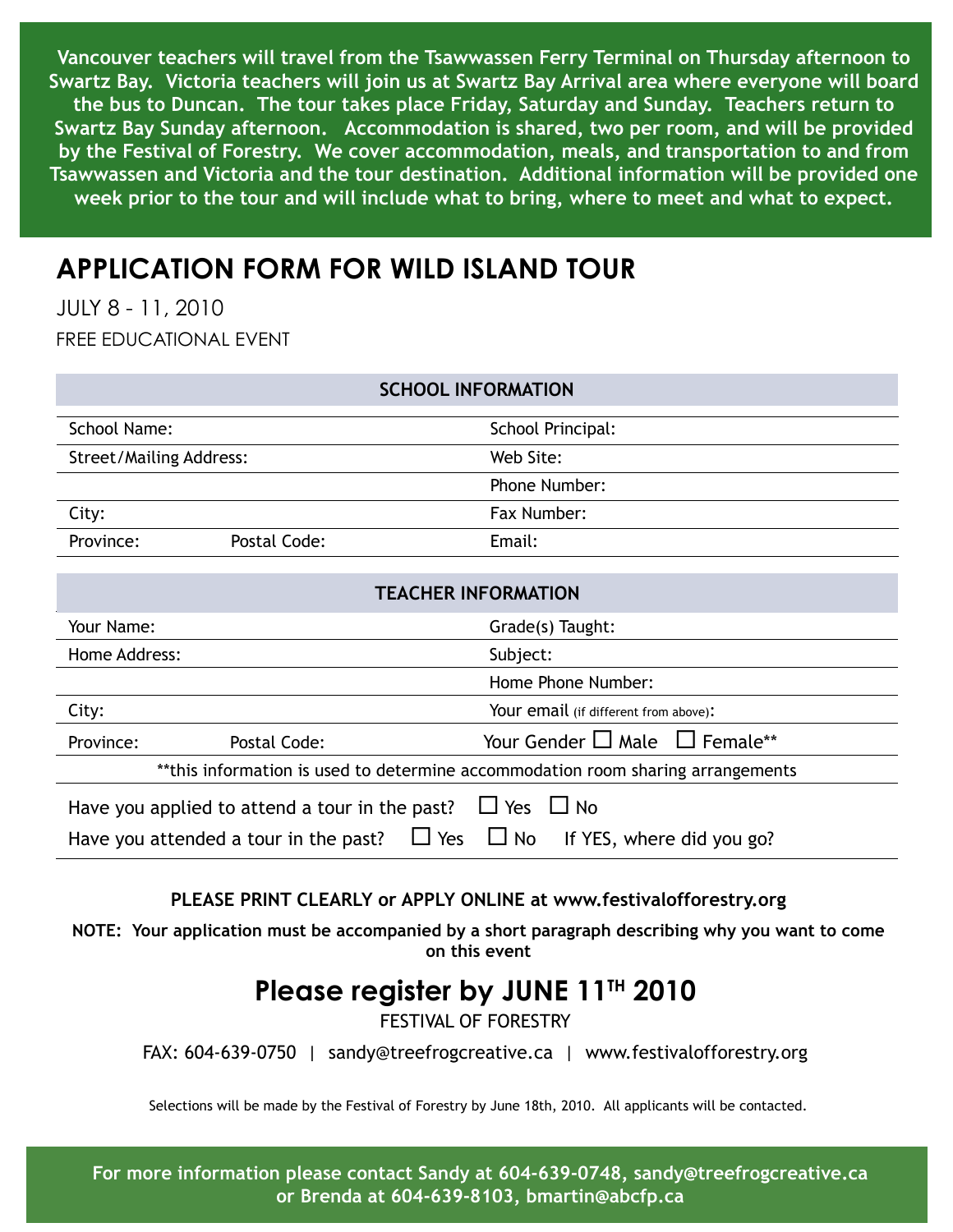**Vancouver teachers will travel from the Tsawwassen Ferry Terminal on Thursday afternoon to Swartz Bay. Victoria teachers will join us at Swartz Bay Arrival area where everyone will board the bus to Duncan. The tour takes place Friday, Saturday and Sunday. Teachers return to Swartz Bay Sunday afternoon. Accommodation is shared, two per room, and will be provided by the Festival of Forestry. We cover accommodation, meals, and transportation to and from Tsawwassen and Victoria and the tour destination. Additional information will be provided one week prior to the tour and will include what to bring, where to meet and what to expect.**

# APPLICATION FORM FOR WILD ISLAND TOUR

JULY 8 - 11, 2010

FREE EDUCATIONAL EVENT

| SCHOOL INFORMATION | | |
|---|---|---|
| School Name: | | School Principal: |
| Street/Mailing Address: | | Web Site: |
| | | Phone Number: |
| City: | | Fax Number: |
| Province: | Postal Code: | Email: |

| TEACHER INFORMATION | | |
|---|---|---|
| Your Name: | | Grade(s) Taught: |
| Home Address: | | Subject: |
| | | Home Phone Number: |
| City: | | Your email (if different from above): |
| Province: | Postal Code: | Your Gender ☐ Male ☐ Female** |

**this information is used to determine accommodation room sharing arrangements

Have you applied to attend a tour in the past? ☐ Yes ☐ No

Have you attended a tour in the past? ☐ Yes ☐ No If YES, where did you go?

**PLEASE PRINT CLEARLY or APPLY ONLINE at www.festivalofforestry.org**

**NOTE: Your application must be accompanied by a short paragraph describing why you want to come on this event**

## Please register by JUNE 11TH 2010

FESTIVAL OF FORESTRY

FAX: 604-639-0750 | sandy@treefrogcreative.ca | www.festivalofforestry.org

Selections will be made by the Festival of Forestry by June 18th, 2010. All applicants will be contacted.

**For more information please contact Sandy at 604-639-0748, sandy@treefrogcreative.ca or Brenda at 604-639-8103, bmartin@abcfp.ca**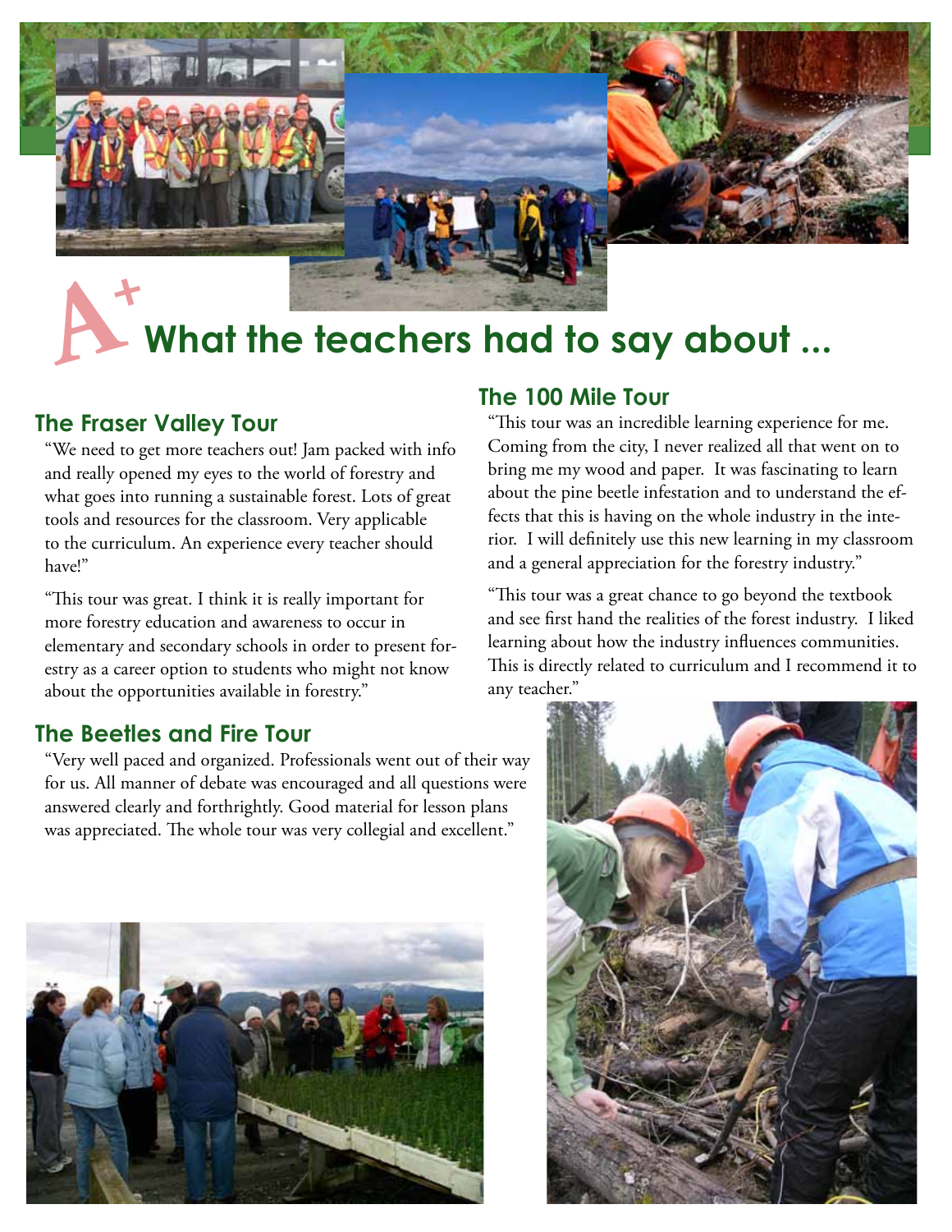# A+ What the teachers had to say about ...

## The Fraser Valley Tour

"We need to get more teachers out! Jam packed with info and really opened my eyes to the world of forestry and what goes into running a sustainable forest. Lots of great tools and resources for the classroom. Very applicable to the curriculum. An experience every teacher should have!"

"This tour was great. I think it is really important for more forestry education and awareness to occur in elementary and secondary schools in order to present forestry as a career option to students who might not know about the opportunities available in forestry."

## The Beetles and Fire Tour

"Very well paced and organized. Professionals went out of their way for us. All manner of debate was encouraged and all questions were answered clearly and forthrightly. Good material for lesson plans was appreciated. The whole tour was very collegial and excellent."

## The 100 Mile Tour

"This tour was an incredible learning experience for me. Coming from the city, I never realized all that went on to bring me my wood and paper. It was fascinating to learn about the pine beetle infestation and to understand the effects that this is having on the whole industry in the interior. I will definitely use this new learning in my classroom and a general appreciation for the forestry industry."

"This tour was a great chance to go beyond the textbook and see first hand the realities of the forest industry. I liked learning about how the industry influences communities. This is directly related to curriculum and I recommend it to any teacher."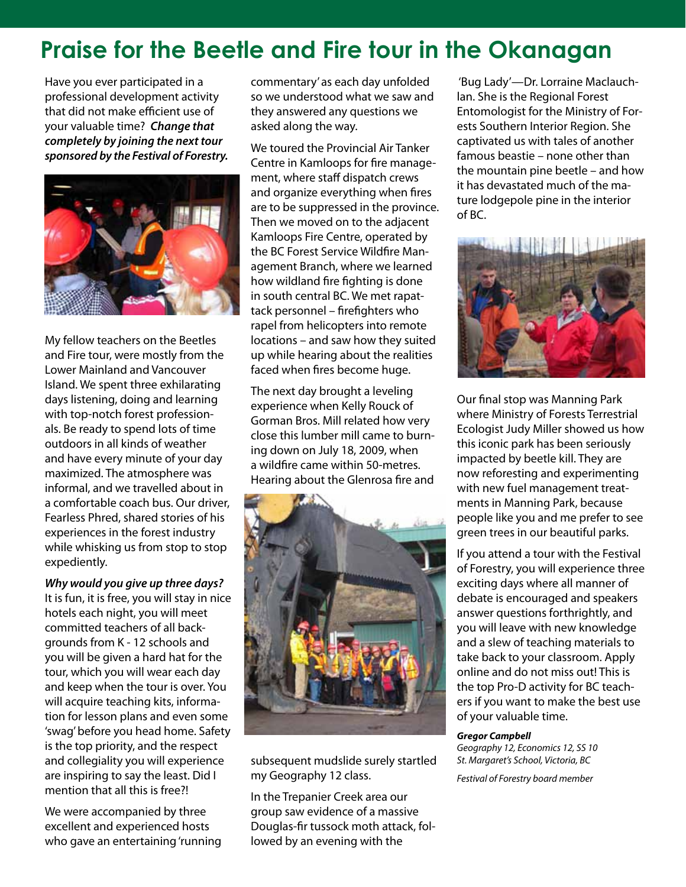# Praise for the Beetle and Fire tour in the Okanagan

Have you ever participated in a professional development activity that did not make efficient use of your valuable time? ***Change that completely by joining the next tour sponsored by the Festival of Forestry.***

My fellow teachers on the Beetles and Fire tour, were mostly from the Lower Mainland and Vancouver Island. We spent three exhilarating days listening, doing and learning with top-notch forest professionals. Be ready to spend lots of time outdoors in all kinds of weather and have every minute of your day maximized. The atmosphere was informal, and we travelled about in a comfortable coach bus. Our driver, Fearless Phred, shared stories of his experiences in the forest industry while whisking us from stop to stop expediently.

***Why would you give up three days?*** It is fun, it is free, you will stay in nice hotels each night, you will meet committed teachers of all backgrounds from K - 12 schools and you will be given a hard hat for the tour, which you will wear each day and keep when the tour is over. You will acquire teaching kits, information for lesson plans and even some 'swag' before you head home. Safety is the top priority, and the respect and collegiality you will experience are inspiring to say the least. Did I mention that all this is free?!

We were accompanied by three excellent and experienced hosts who gave an entertaining 'running commentary' as each day unfolded so we understood what we saw and they answered any questions we asked along the way.

We toured the Provincial Air Tanker Centre in Kamloops for fire management, where staff dispatch crews and organize everything when fires are to be suppressed in the province. Then we moved on to the adjacent Kamloops Fire Centre, operated by the BC Forest Service Wildfire Management Branch, where we learned how wildland fire fighting is done in south central BC. We met rapattack personnel – firefighters who rapel from helicopters into remote locations – and saw how they suited up while hearing about the realities faced when fires become huge.

The next day brought a leveling experience when Kelly Rouck of Gorman Bros. Mill related how very close this lumber mill came to burning down on July 18, 2009, when a wildfire came within 50-metres. Hearing about the Glenrosa fire and subsequent mudslide surely startled my Geography 12 class.

In the Trepanier Creek area our group saw evidence of a massive Douglas-fir tussock moth attack, followed by an evening with the 'Bug Lady'—Dr. Lorraine Maclauchlan. She is the Regional Forest Entomologist for the Ministry of Forests Southern Interior Region. She captivated us with tales of another famous beastie – none other than the mountain pine beetle – and how it has devastated much of the mature lodgepole pine in the interior of BC.

Our final stop was Manning Park where Ministry of Forests Terrestrial Ecologist Judy Miller showed us how this iconic park has been seriously impacted by beetle kill. They are now reforesting and experimenting with new fuel management treatments in Manning Park, because people like you and me prefer to see green trees in our beautiful parks.

If you attend a tour with the Festival of Forestry, you will experience three exciting days where all manner of debate is encouraged and speakers answer questions forthrightly, and you will leave with new knowledge and a slew of teaching materials to take back to your classroom. Apply online and do not miss out! This is the top Pro-D activity for BC teachers if you want to make the best use of your valuable time.

***Gregor Campbell***
*Geography 12, Economics 12, SS 10*
*St. Margaret's School, Victoria, BC*

*Festival of Forestry board member*